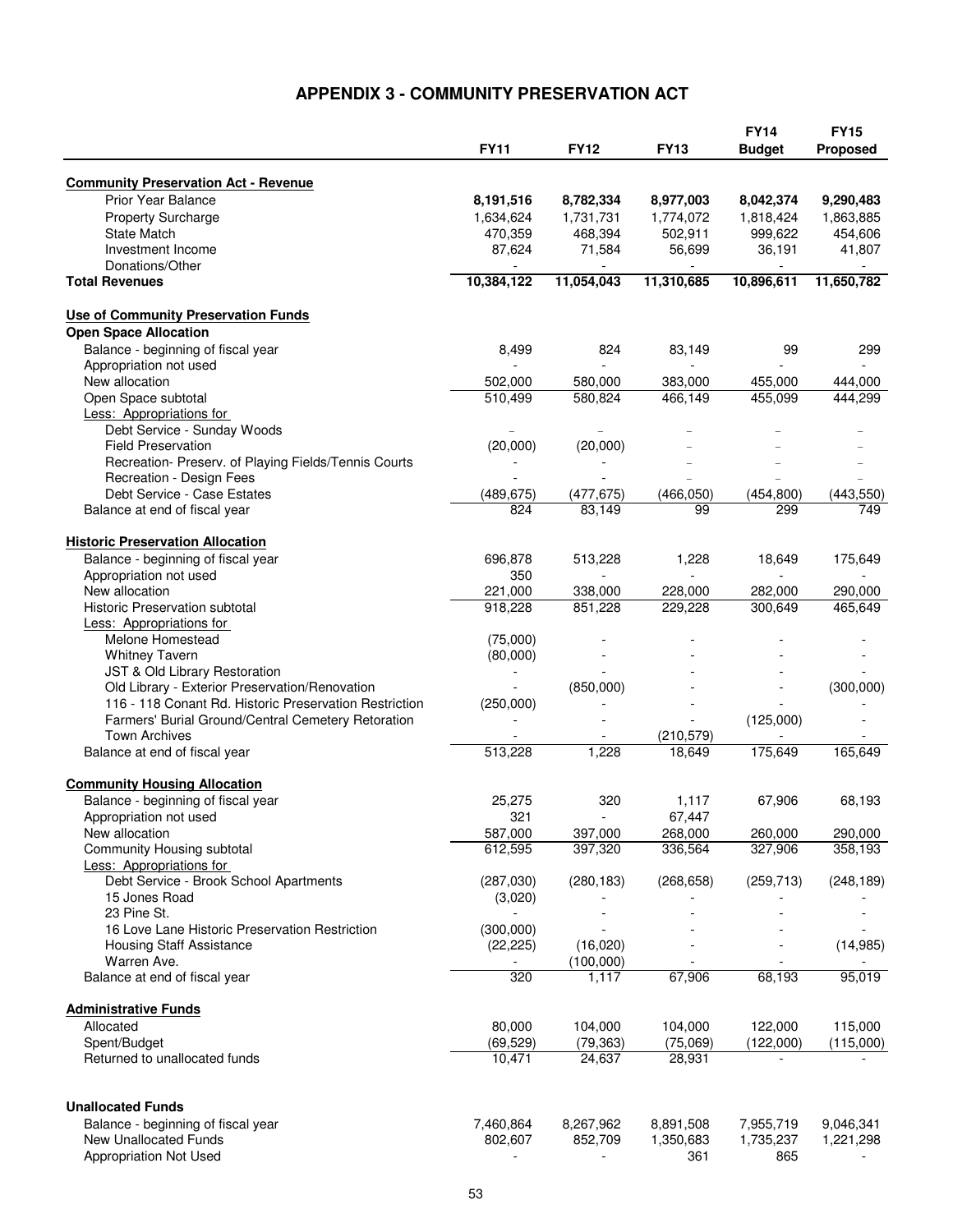# APPENDIX 3 - COMMUNITY PRESERVATION ACT

| | FY11 | FY12 | FY13 | FY14 Budget | FY15 Proposed |
|---|---|---|---|---|---|
| **Community Preservation Act - Revenue** | | | | | |
| Prior Year Balance | **8,191,516** | **8,782,334** | **8,977,003** | **8,042,374** | **9,290,483** |
| Property Surcharge | 1,634,624 | 1,731,731 | 1,774,072 | 1,818,424 | 1,863,885 |
| State Match | 470,359 | 468,394 | 502,911 | 999,622 | 454,606 |
| Investment Income | 87,624 | 71,584 | 56,699 | 36,191 | 41,807 |
| Donations/Other | - | - | - | - | - |
| **Total Revenues** | **10,384,122** | **11,054,043** | **11,310,685** | **10,896,611** | **11,650,782** |
| **Use of Community Preservation Funds** | | | | | |
| **Open Space Allocation** | | | | | |
| Balance - beginning of fiscal year | 8,499 | 824 | 83,149 | 99 | 299 |
| Appropriation not used | - | - | - | - | - |
| New allocation | 502,000 | 580,000 | 383,000 | 455,000 | 444,000 |
| Open Space subtotal | 510,499 | 580,824 | 466,149 | 455,099 | 444,299 |
| Less: Appropriations for | | | | | |
| Debt Service - Sunday Woods | – | – | – | – | – |
| Field Preservation | (20,000) | (20,000) | – | – | – |
| Recreation- Preserv. of Playing Fields/Tennis Courts | - | - | – | – | – |
| Recreation - Design Fees | - | - | – | – | – |
| Debt Service - Case Estates | (489,675) | (477,675) | (466,050) | (454,800) | (443,550) |
| Balance at end of fiscal year | 824 | 83,149 | 99 | 299 | 749 |
| **Historic Preservation Allocation** | | | | | |
| Balance - beginning of fiscal year | 696,878 | 513,228 | 1,228 | 18,649 | 175,649 |
| Appropriation not used | 350 | - | - | - | - |
| New allocation | 221,000 | 338,000 | 228,000 | 282,000 | 290,000 |
| Historic Preservation subtotal | 918,228 | 851,228 | 229,228 | 300,649 | 465,649 |
| Less: Appropriations for | | | | | |
| Melone Homestead | (75,000) | - | - | - | - |
| Whitney Tavern | (80,000) | - | - | - | - |
| JST & Old Library Restoration | - | - | - | - | - |
| Old Library - Exterior Preservation/Renovation | - | (850,000) | - | - | (300,000) |
| 116 - 118 Conant Rd. Historic Preservation Restriction | (250,000) | - | - | - | - |
| Farmers' Burial Ground/Central Cemetery Retoration | - | - | - | (125,000) | - |
| Town Archives | - | - | (210,579) | - | - |
| Balance at end of fiscal year | 513,228 | 1,228 | 18,649 | 175,649 | 165,649 |
| **Community Housing Allocation** | | | | | |
| Balance - beginning of fiscal year | 25,275 | 320 | 1,117 | 67,906 | 68,193 |
| Appropriation not used | 321 | - | 67,447 | | |
| New allocation | 587,000 | 397,000 | 268,000 | 260,000 | 290,000 |
| Community Housing subtotal | 612,595 | 397,320 | 336,564 | 327,906 | 358,193 |
| Less: Appropriations for | | | | | |
| Debt Service - Brook School Apartments | (287,030) | (280,183) | (268,658) | (259,713) | (248,189) |
| 15 Jones Road | (3,020) | - | - | - | - |
| 23 Pine St. | - | - | - | - | - |
| 16 Love Lane Historic Preservation Restriction | (300,000) | - | - | - | - |
| Housing Staff Assistance | (22,225) | (16,020) | - | - | (14,985) |
| Warren Ave. | - | (100,000) | - | - | - |
| Balance at end of fiscal year | 320 | 1,117 | 67,906 | 68,193 | 95,019 |
| **Administrative Funds** | | | | | |
| Allocated | 80,000 | 104,000 | 104,000 | 122,000 | 115,000 |
| Spent/Budget | (69,529) | (79,363) | (75,069) | (122,000) | (115,000) |
| Returned to unallocated funds | 10,471 | 24,637 | 28,931 | - | - |
| **Unallocated Funds** | | | | | |
| Balance - beginning of fiscal year | 7,460,864 | 8,267,962 | 8,891,508 | 7,955,719 | 9,046,341 |
| New Unallocated Funds | 802,607 | 852,709 | 1,350,683 | 1,735,237 | 1,221,298 |
| Appropriation Not Used | - | - | 361 | 865 | - |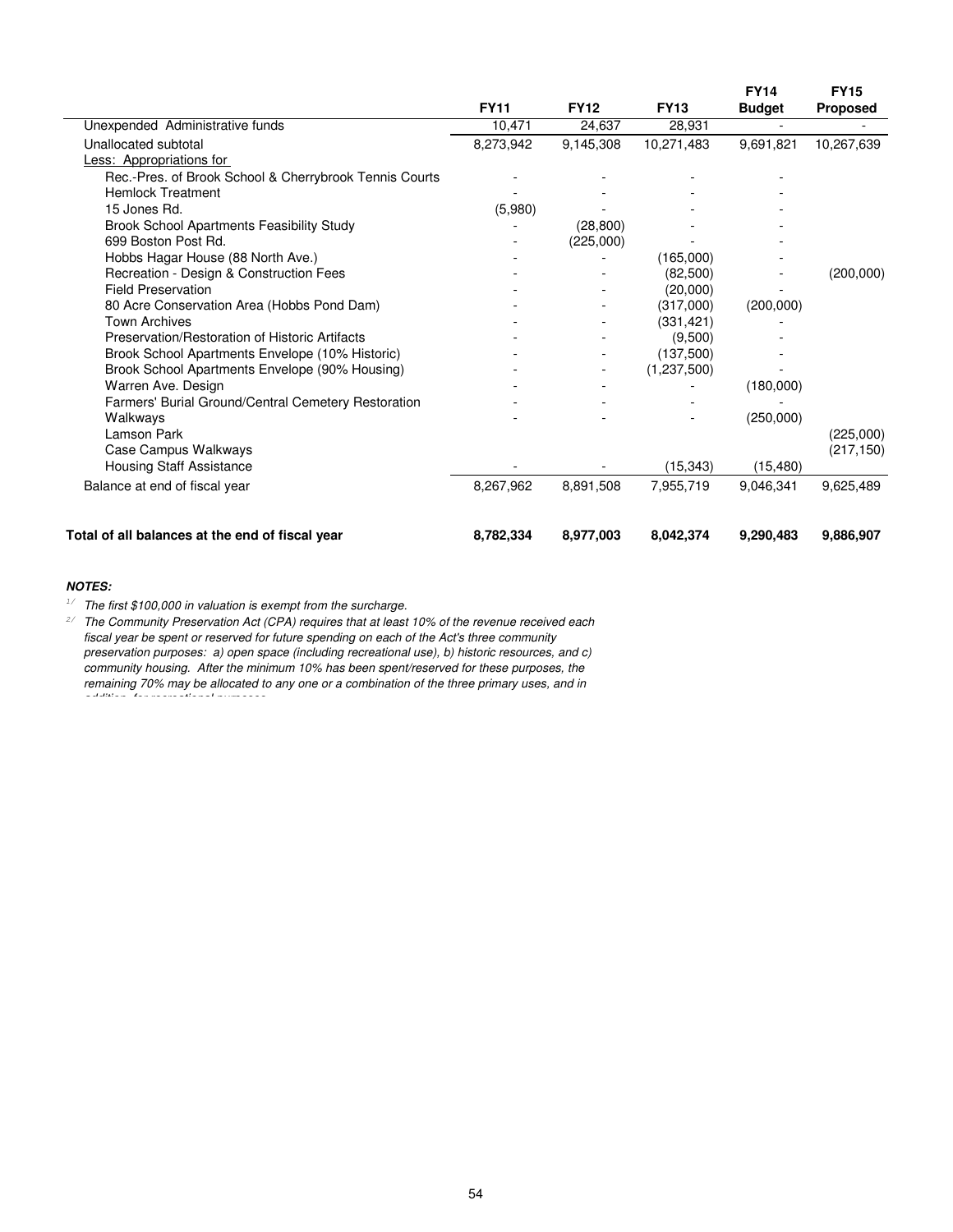| | FY11 | FY12 | FY13 | FY14 Budget | FY15 Proposed |
|---|---|---|---|---|---|
| Unexpended Administrative funds | 10,471 | 24,637 | 28,931 | - | - |
| Unallocated subtotal | 8,273,942 | 9,145,308 | 10,271,483 | 9,691,821 | 10,267,639 |
| Less: Appropriations for | | | | | |
| Rec.-Pres. of Brook School & Cherrybrook Tennis Courts | - | - | - | - | |
| Hemlock Treatment | - | - | - | - | |
| 15 Jones Rd. | (5,980) | - | - | - | |
| Brook School Apartments Feasibility Study | - | (28,800) | - | - | |
| 699 Boston Post Rd. | - | (225,000) | - | - | |
| Hobbs Hagar House (88 North Ave.) | - | - | (165,000) | - | |
| Recreation - Design & Construction Fees | - | - | (82,500) | - | (200,000) |
| Field Preservation | - | - | (20,000) | - | |
| 80 Acre Conservation Area (Hobbs Pond Dam) | - | - | (317,000) | (200,000) | |
| Town Archives | - | - | (331,421) | - | |
| Preservation/Restoration of Historic Artifacts | - | - | (9,500) | - | |
| Brook School Apartments Envelope (10% Historic) | - | - | (137,500) | - | |
| Brook School Apartments Envelope (90% Housing) | - | - | (1,237,500) | - | |
| Warren Ave. Design | - | - | - | (180,000) | |
| Farmers' Burial Ground/Central Cemetery Restoration | - | - | - | - | |
| Walkways | - | - | - | (250,000) | |
| Lamson Park | | | | | (225,000) |
| Case Campus Walkways | | | | | (217,150) |
| Housing Staff Assistance | - | - | (15,343) | (15,480) | |
| Balance at end of fiscal year | 8,267,962 | 8,891,508 | 7,955,719 | 9,046,341 | 9,625,489 |
| **Total of all balances at the end of fiscal year** | **8,782,334** | **8,977,003** | **8,042,374** | **9,290,483** | **9,886,907** |

***NOTES:***

*[1/] The first $100,000 in valuation is exempt from the surcharge.*

*[2/] The Community Preservation Act (CPA) requires that at least 10% of the revenue received each fiscal year be spent or reserved for future spending on each of the Act's three community preservation purposes: a) open space (including recreational use), b) historic resources, and c) community housing. After the minimum 10% has been spent/reserved for these purposes, the remaining 70% may be allocated to any one or a combination of the three primary uses, and in addition, for recreational purposes.*